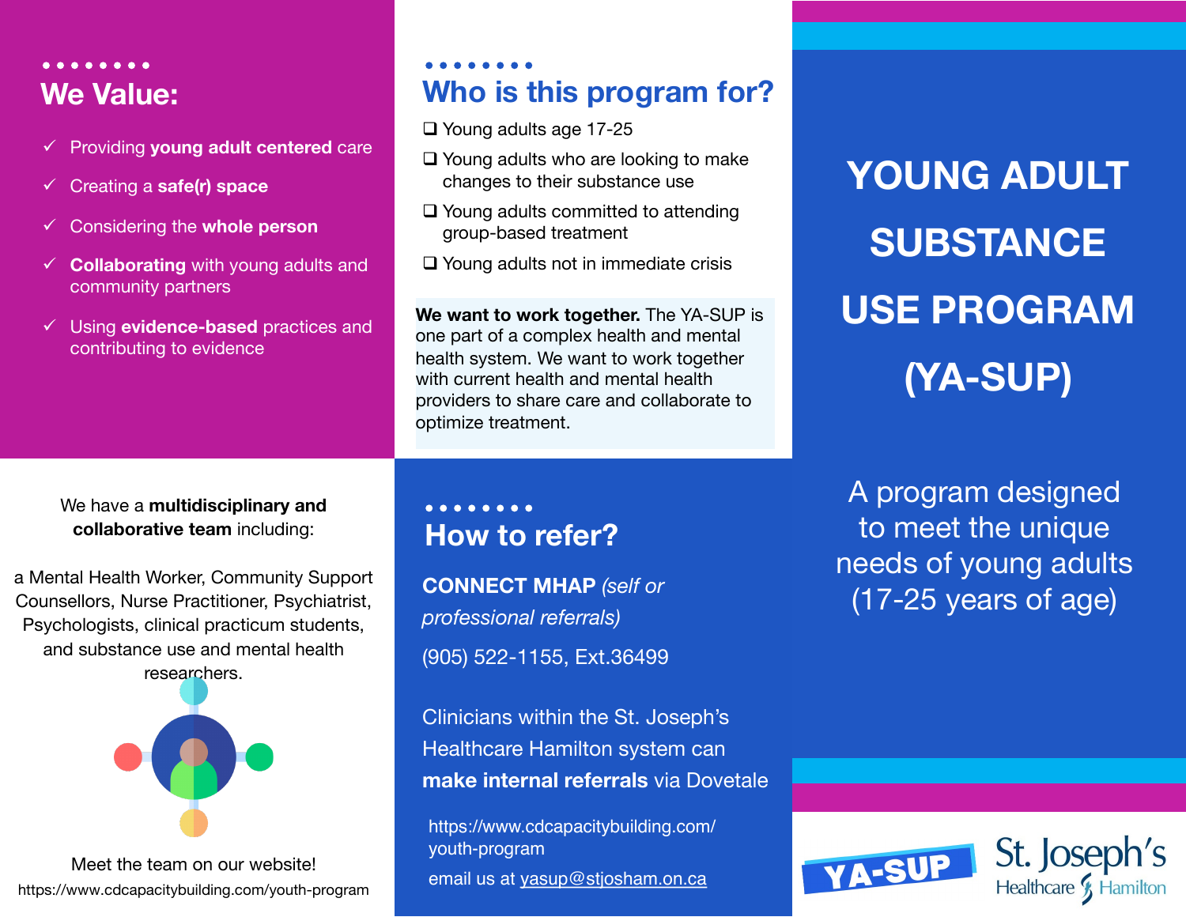# YOUNG ADULT SUBSTANCE USE PROGRAM (YA-SUP)

A program designed to meet the unique needs of young adults (17-25 years of age)

YA-SUP

St. Joseph's Healthcare Hamilton

## We Value:

- ✓ Providing **young adult centered** care
- ✓ Creating a **safe(r) space**
- ✓ Considering the **whole person**
- ✓ **Collaborating** with young adults and community partners
- ✓ Using **evidence-based** practices and contributing to evidence

We have a **multidisciplinary and collaborative team** including:

a Mental Health Worker, Community Support Counsellors, Nurse Practitioner, Psychiatrist, Psychologists, clinical practicum students, and substance use and mental health researchers.

Meet the team on our website!
https://www.cdcapacitybuilding.com/youth-program

## Who is this program for?

- ❑ Young adults age 17-25
- ❑ Young adults who are looking to make changes to their substance use
- ❑ Young adults committed to attending group-based treatment
- ❑ Young adults not in immediate crisis

**We want to work together.** The YA-SUP is one part of a complex health and mental health system. We want to work together with current health and mental health providers to share care and collaborate to optimize treatment.

## How to refer?

**CONNECT MHAP** *(self or professional referrals)*

(905) 522-1155, Ext.36499

Clinicians within the St. Joseph's Healthcare Hamilton system can **make internal referrals** via Dovetale

https://www.cdcapacitybuilding.com/youth-program

email us at yasup@stjosham.on.ca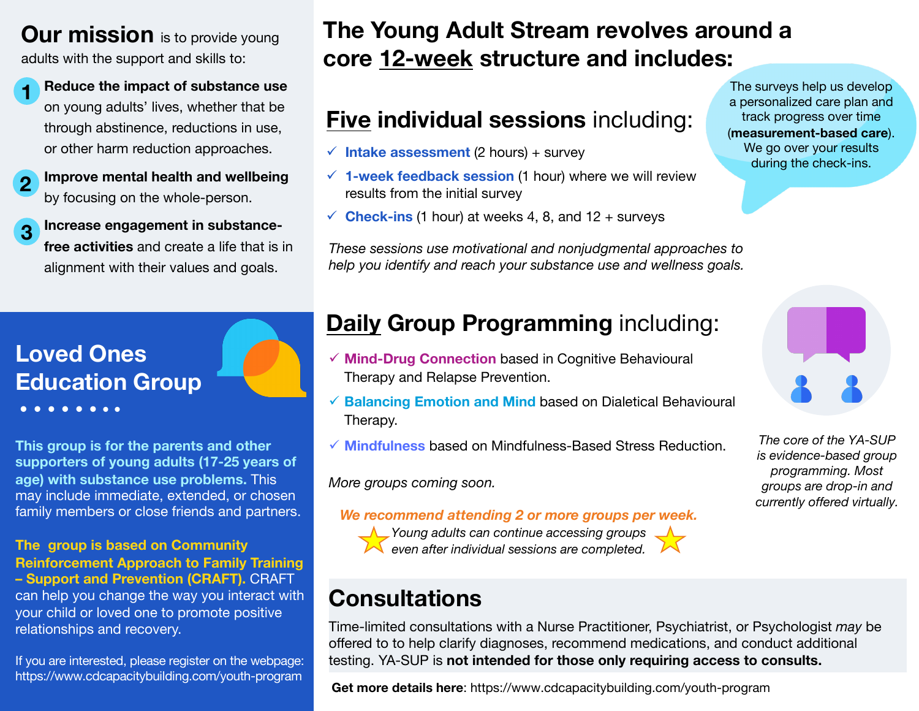**Our mission** is to provide young adults with the support and skills to:

1. **Reduce the impact of substance use** on young adults' lives, whether that be through abstinence, reductions in use, or other harm reduction approaches.
2. **Improve mental health and wellbeing** by focusing on the whole-person.
3. **Increase engagement in substance-free activities** and create a life that is in alignment with their values and goals.

## Loved Ones Education Group

**This group is for the parents and other supporters of young adults (17-25 years of age) with substance use problems.** This may include immediate, extended, or chosen family members or close friends and partners.

**The group is based on Community Reinforcement Approach to Family Training – Support and Prevention (CRAFT).** CRAFT can help you change the way you interact with your child or loved one to promote positive relationships and recovery.

If you are interested, please register on the webpage: https://www.cdcapacitybuilding.com/youth-program

# The Young Adult Stream revolves around a core 12-week structure and includes:

## Five individual sessions including:

- ✓ **Intake assessment** (2 hours) + survey
- ✓ **1-week feedback session** (1 hour) where we will review results from the initial survey
- ✓ **Check-ins** (1 hour) at weeks 4, 8, and 12 + surveys

The surveys help us develop a personalized care plan and track progress over time (**measurement-based care**). We go over your results during the check-ins.

*These sessions use motivational and nonjudgmental approaches to help you identify and reach your substance use and wellness goals.*

## Daily Group Programming including:

- ✓ **Mind-Drug Connection** based in Cognitive Behavioural Therapy and Relapse Prevention.
- ✓ **Balancing Emotion and Mind** based on Dialetical Behavioural Therapy.
- ✓ **Mindfulness** based on Mindfulness-Based Stress Reduction.

*More groups coming soon.*

***We recommend attending 2 or more groups per week.***

*Young adults can continue accessing groups even after individual sessions are completed.*

*The core of the YA-SUP is evidence-based group programming. Most groups are drop-in and currently offered virtually.*

## Consultations

Time-limited consultations with a Nurse Practitioner, Psychiatrist, or Psychologist *may* be offered to to help clarify diagnoses, recommend medications, and conduct additional testing. YA-SUP is **not intended for those only requiring access to consults.**

**Get more details here**: https://www.cdcapacitybuilding.com/youth-program